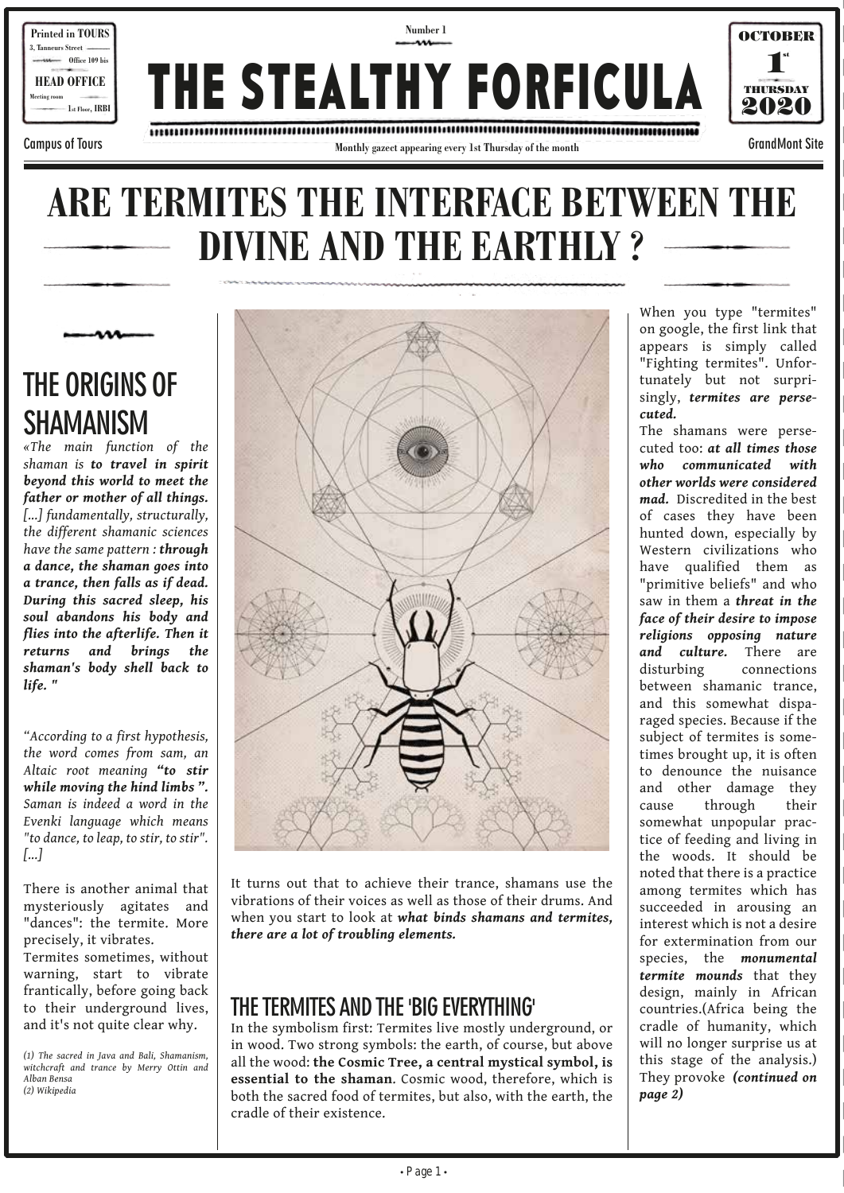Printed in TOURS
3, Tanneurs Street
Office 109 bis
HEAD OFFICE
Meeting room
1st Floor, IRBI

Number 1

# THE STEALTHY FORFICULA

OCTOBER 1st THURSDAY 2020

Campus of Tours — Monthly gazeet appearing every 1st Thursday of the month — GrandMont Site

# ARE TERMITES THE INTERFACE BETWEEN THE DIVINE AND THE EARTHLY ?

## THE ORIGINS OF SHAMANISM

*«The main function of the shaman is* ***to travel in spirit beyond this world to meet the father or mother of all things.*** *[...] fundamentally, structurally, the different shamanic sciences have the same pattern :* ***through a dance, the shaman goes into a trance, then falls as if dead. During this sacred sleep, his soul abandons his body and flies into the afterlife. Then it returns and brings the shaman's body shell back to life. "***

*"According to a first hypothesis, the word comes from sam, an Altaic root meaning* ***"to stir while moving the hind limbs ".*** *Saman is indeed a word in the Evenki language which means "to dance, to leap, to stir, to stir". [...]*

There is another animal that mysteriously agitates and "dances": the termite. More precisely, it vibrates.
Termites sometimes, without warning, start to vibrate frantically, before going back to their underground lives, and it's not quite clear why.

*(1) The sacred in Java and Bali, Shamanism, witchcraft and trance by Merry Ottin and Alban Bensa*
*(2) Wikipedia*

It turns out that to achieve their trance, shamans use the vibrations of their voices as well as those of their drums. And when you start to look at ***what binds shamans and termites, there are a lot of troubling elements.***

## THE TERMITES AND THE 'BIG EVERYTHING'

In the symbolism first: Termites live mostly underground, or in wood. Two strong symbols: the earth, of course, but above all the wood: **the Cosmic Tree, a central mystical symbol, is essential to the shaman**. Cosmic wood, therefore, which is both the sacred food of termites, but also, with the earth, the cradle of their existence.

When you type "termites" on google, the first link that appears is simply called "Fighting termites". Unfortunately but not surprisingly, ***termites are persecuted.***
The shamans were persecuted too: ***at all times those who communicated with other worlds were considered mad.*** Discredited in the best of cases they have been hunted down, especially by Western civilizations who have qualified them as "primitive beliefs" and who saw in them a ***threat in the face of their desire to impose religions opposing nature and culture.*** There are disturbing connections between shamanic trance, and this somewhat disparaged species. Because if the subject of termites is sometimes brought up, it is often to denounce the nuisance and other damage they cause through their somewhat unpopular practice of feeding and living in the woods. It should be noted that there is a practice among termites which has succeeded in arousing an interest which is not a desire for extermination from our species, the ***monumental termite mounds*** that they design, mainly in African countries.(Africa being the cradle of humanity, which will no longer surprise us at this stage of the analysis.) They provoke ***(continued on page 2)***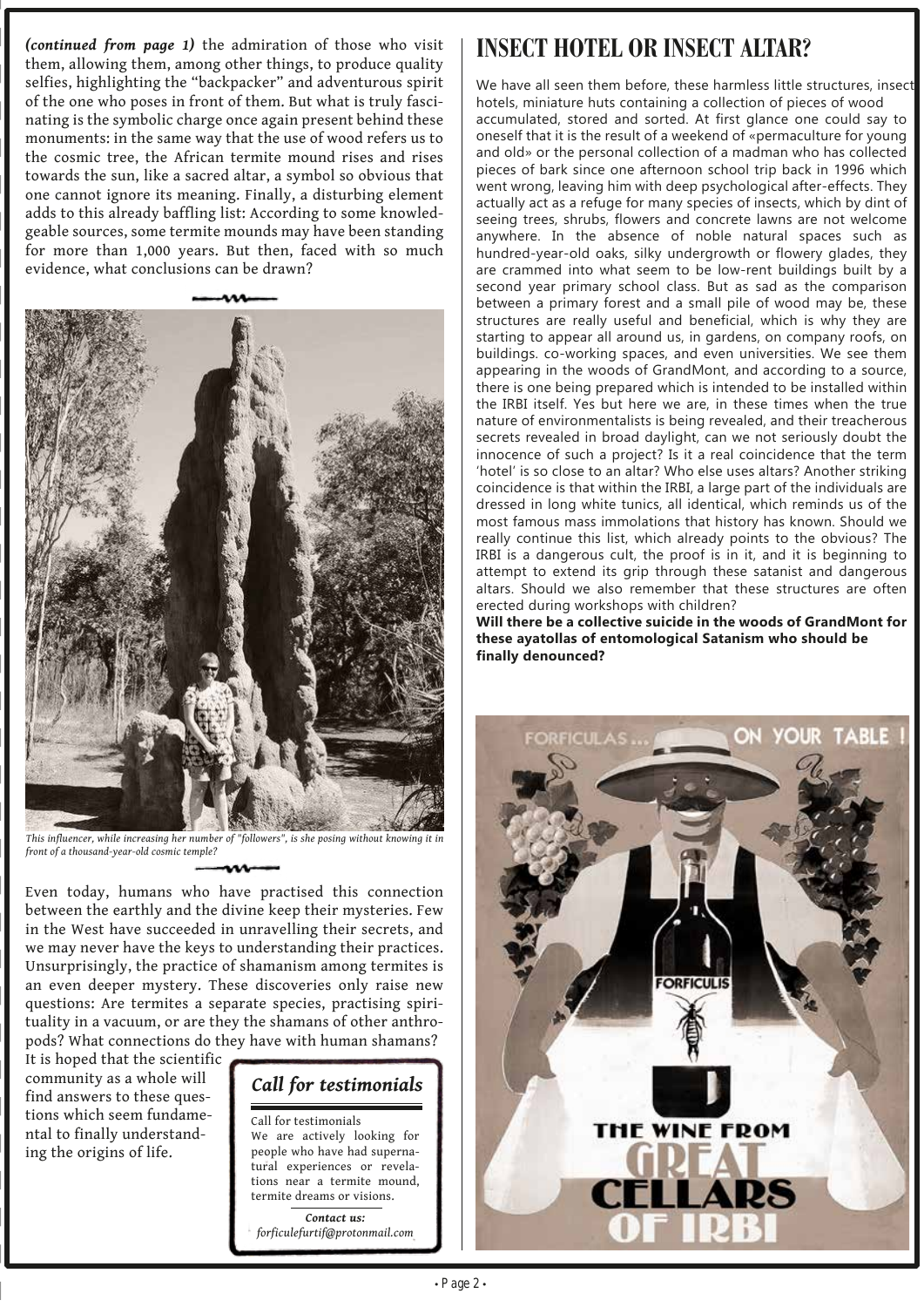*(continued from page 1)* the admiration of those who visit them, allowing them, among other things, to produce quality selfies, highlighting the "backpacker" and adventurous spirit of the one who poses in front of them. But what is truly fascinating is the symbolic charge once again present behind these monuments: in the same way that the use of wood refers us to the cosmic tree, the African termite mound rises and rises towards the sun, like a sacred altar, a symbol so obvious that one cannot ignore its meaning. Finally, a disturbing element adds to this already baffling list: According to some knowledgeable sources, some termite mounds may have been standing for more than 1,000 years. But then, faced with so much evidence, what conclusions can be drawn?

*This influencer, while increasing her number of "followers", is she posing without knowing it in front of a thousand-year-old cosmic temple?*

Even today, humans who have practised this connection between the earthly and the divine keep their mysteries. Few in the West have succeeded in unravelling their secrets, and we may never have the keys to understanding their practices. Unsurprisingly, the practice of shamanism among termites is an even deeper mystery. These discoveries only raise new questions: Are termites a separate species, practising spirituality in a vacuum, or are they the shamans of other anthropods? What connections do they have with human shamans? It is hoped that the scientific community as a whole will find answers to these questions which seem fundamental to finally understanding the origins of life.

### Call for testimonials

Call for testimonials
We are actively looking for people who have had supernatural experiences or revelations near a termite mound, termite dreams or visions.

*Contact us:*
*forficulefurtif@protonmail.com*

# INSECT HOTEL OR INSECT ALTAR?

We have all seen them before, these harmless little structures, insect hotels, miniature huts containing a collection of pieces of wood accumulated, stored and sorted. At first glance one could say to oneself that it is the result of a weekend of «permaculture for young and old» or the personal collection of a madman who has collected pieces of bark since one afternoon school trip back in 1996 which went wrong, leaving him with deep psychological after-effects. They actually act as a refuge for many species of insects, which by dint of seeing trees, shrubs, flowers and concrete lawns are not welcome anywhere. In the absence of noble natural spaces such as hundred-year-old oaks, silky undergrowth or flowery glades, they are crammed into what seem to be low-rent buildings built by a second year primary school class. But as sad as the comparison between a primary forest and a small pile of wood may be, these structures are really useful and beneficial, which is why they are starting to appear all around us, in gardens, on company roofs, on buildings. co-working spaces, and even universities. We see them appearing in the woods of GrandMont, and according to a source, there is one being prepared which is intended to be installed within the IRBI itself. Yes but here we are, in these times when the true nature of environmentalists is being revealed, and their treacherous secrets revealed in broad daylight, can we not seriously doubt the innocence of such a project? Is it a real coincidence that the term 'hotel' is so close to an altar? Who else uses altars? Another striking coincidence is that within the IRBI, a large part of the individuals are dressed in long white tunics, all identical, which reminds us of the most famous mass immolations that history has known. Should we really continue this list, which already points to the obvious? The IRBI is a dangerous cult, the proof is in it, and it is beginning to attempt to extend its grip through these satanist and dangerous altars. Should we also remember that these structures are often erected during workshops with children?

**Will there be a collective suicide in the woods of GrandMont for these ayatollas of entomological Satanism who should be finally denounced?**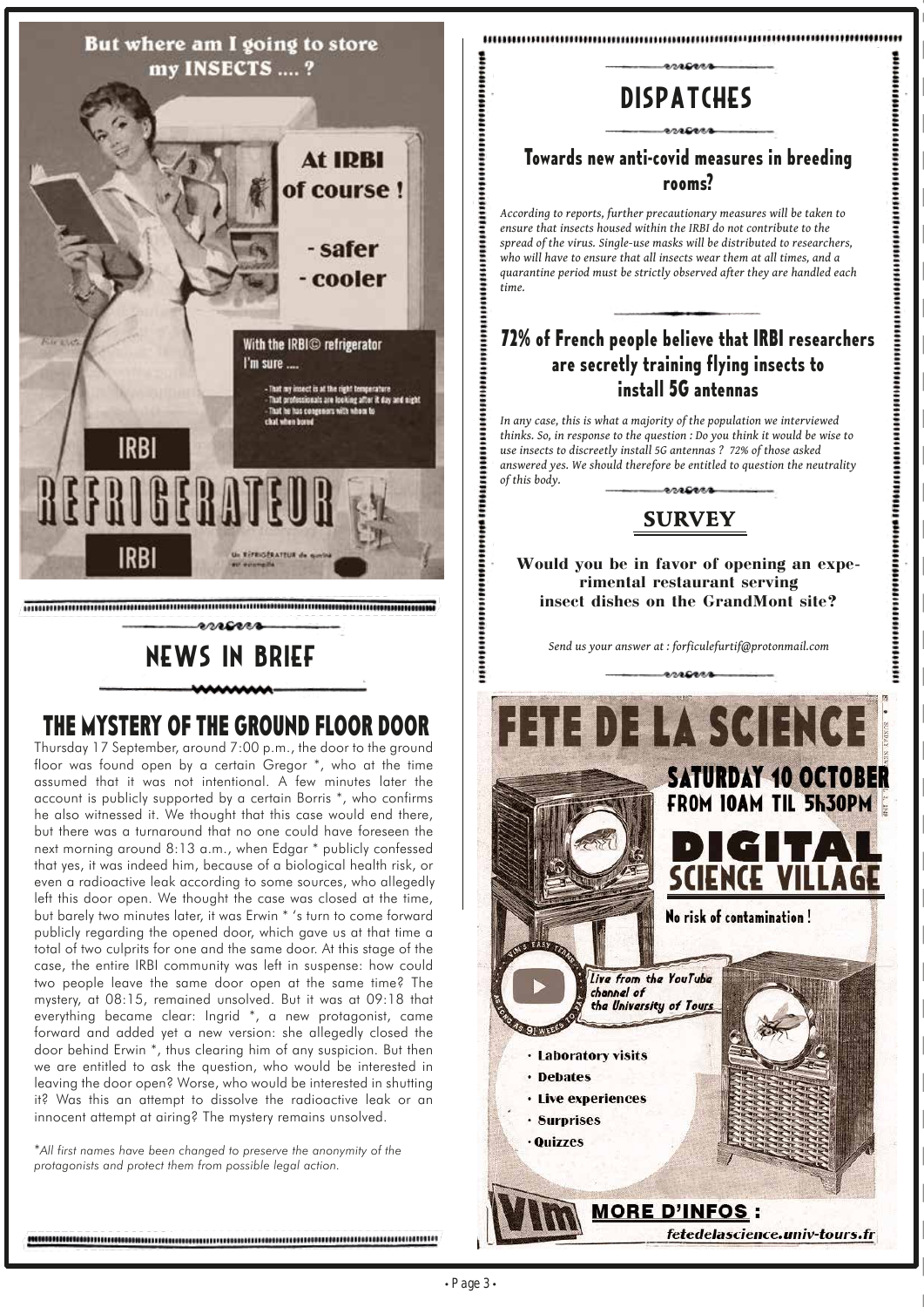But where am I going to store my INSECTS .... ?

At IRBI of course !

- safer
- cooler

With the IRBI© refrigerator I'm sure ....

- That my insect is at the right temperature
- That professionals are looking after it day and night
- That he has congeners with whom to chat when bored

IRBI

REFRIGERATEUR

IRBI

## NEWS IN BRIEF

### THE MYSTERY OF THE GROUND FLOOR DOOR

Thursday 17 September, around 7:00 p.m., the door to the ground floor was found open by a certain Gregor *, who at the time assumed that it was not intentional. A few minutes later the account is publicly supported by a certain Borris *, who confirms he also witnessed it. We thought that this case would end there, but there was a turnaround that no one could have foreseen the next morning around 8:13 a.m., when Edgar * publicly confessed that yes, it was indeed him, because of a biological health risk, or even a radioactive leak according to some sources, who allegedly left this door open. We thought the case was closed at the time, but barely two minutes later, it was Erwin * 's turn to come forward publicly regarding the opened door, which gave us at that time a total of two culprits for one and the same door. At this stage of the case, the entire IRBI community was left in suspense: how could two people leave the same door open at the same time? The mystery, at 08:15, remained unsolved. But it was at 09:18 that everything became clear: Ingrid *, a new protagonist, came forward and added yet a new version: she allegedly closed the door behind Erwin *, thus clearing him of any suspicion. But then we are entitled to ask the question, who would be interested in leaving the door open? Worse, who would be interested in shutting it? Was this an attempt to dissolve the radioactive leak or an innocent attempt at airing? The mystery remains unsolved.

*\*All first names have been changed to preserve the anonymity of the protagonists and protect them from possible legal action.*

## DISPATCHES

### Towards new anti-covid measures in breeding rooms?

*According to reports, further precautionary measures will be taken to ensure that insects housed within the IRBI do not contribute to the spread of the virus. Single-use masks will be distributed to researchers, who will have to ensure that all insects wear them at all times, and a quarantine period must be strictly observed after they are handled each time.*

### 72% of French people believe that IRBI researchers are secretly training flying insects to install 5G antennas

*In any case, this is what a majority of the population we interviewed thinks. So, in response to the question : Do you think it would be wise to use insects to discreetly install 5G antennas ? 72% of those asked answered yes. We should therefore be entitled to question the neutrality of this body.*

## SURVEY

**Would you be in favor of opening an experimental restaurant serving insect dishes on the GrandMont site?**

*Send us your answer at : forficulefurtif@protonmail.com*

## FETE DE LA SCIENCE

**SATURDAY 10 OCTOBER**
**FROM 10AM TIL 5h30PM**

**DIGITAL SCIENCE VILLAGE**

**No risk of contamination !**

*Live from the YouTube channel of the University of Tours*

- Laboratory visits
- Debates
- Live experiences
- Surprises
- Quizzes

**MORE D'INFOS :** *fetedelascience.univ-tours.fr*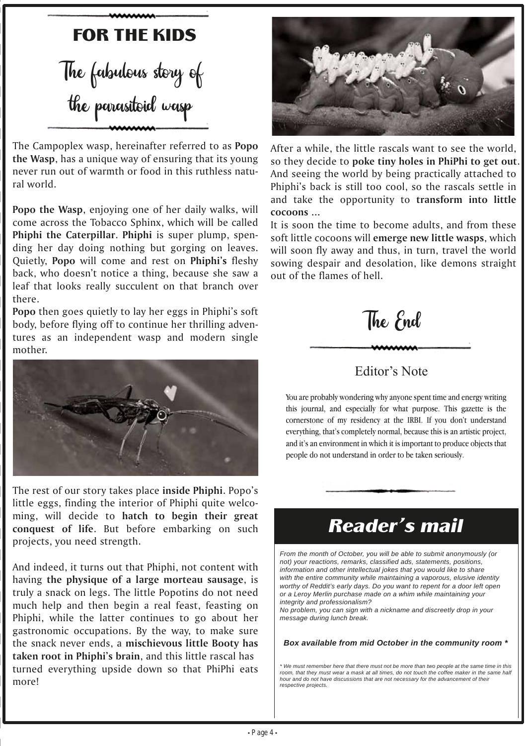# FOR THE KIDS

## The fabulous story of the parasitoid wasp

The Campoplex wasp, hereinafter referred to as **Popo the Wasp**, has a unique way of ensuring that its young never run out of warmth or food in this ruthless natural world.

**Popo the Wasp**, enjoying one of her daily walks, will come across the Tobacco Sphinx, which will be called **Phiphi the Caterpillar**. **Phiphi** is super plump, spending her day doing nothing but gorging on leaves. Quietly, **Popo** will come and rest on **Phiphi's** fleshy back, who doesn't notice a thing, because she saw a leaf that looks really succulent on that branch over there.

**Popo** then goes quietly to lay her eggs in Phiphi's soft body, before flying off to continue her thrilling adventures as an independent wasp and modern single mother.

The rest of our story takes place **inside Phiphi**. Popo's little eggs, finding the interior of Phiphi quite welcoming, will decide to **hatch to begin their great conquest of life**. But before embarking on such projects, you need strength.

And indeed, it turns out that Phiphi, not content with having **the physique of a large morteau sausage**, is truly a snack on legs. The little Popotins do not need much help and then begin a real feast, feasting on Phiphi, while the latter continues to go about her gastronomic occupations. By the way, to make sure the snack never ends, a **mischievous little Booty has taken root in Phiphi's brain**, and this little rascal has turned everything upside down so that PhiPhi eats more!

After a while, the little rascals want to see the world, so they decide to **poke tiny holes in PhiPhi to get out**. And seeing the world by being practically attached to Phiphi's back is still too cool, so the rascals settle in and take the opportunity to **transform into little cocoons ...**

It is soon the time to become adults, and from these soft little cocoons will **emerge new little wasps**, which will soon fly away and thus, in turn, travel the world sowing despair and desolation, like demons straight out of the flames of hell.

### The End

## Editor's Note

You are probably wondering why anyone spent time and energy writing this journal, and especially for what purpose. This gazette is the cornerstone of my residency at the IRBI. If you don't understand everything, that's completely normal, because this is an artistic project, and it's an environment in which it is important to produce objects that people do not understand in order to be taken seriously.

## Reader's mail

*From the month of October, you will be able to submit anonymously (or not) your reactions, remarks, classified ads, statements, positions, information and other intellectual jokes that you would like to share with the entire community while maintaining a vaporous, elusive identity worthy of Reddit's early days. Do you want to repent for a door left open or a Leroy Merlin purchase made on a whim while maintaining your integrity and professionalism?*
*No problem, you can sign with a nickname and discreetly drop in your message during lunch break.*

***Box available from mid October in the community room \****

*\* We must remember here that there must not be more than two people at the same time in this room, that they must wear a mask at all times, do not touch the coffee maker in the same half hour and do not have discussions that are not necessary for the advancement of their respective projects.*